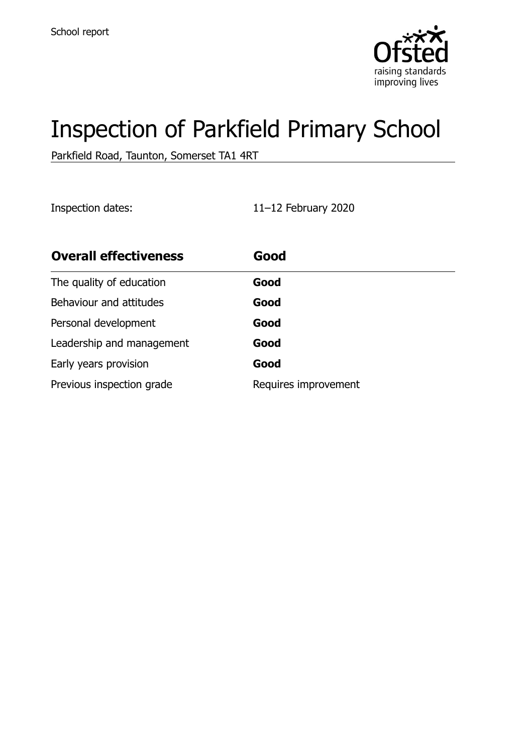School report

# Inspection of Parkfield Primary School

Parkfield Road, Taunton, Somerset TA1 4RT

Inspection dates: 11–12 February 2020

| **Overall effectiveness** | **Good** |
| --- | --- |
| The quality of education | **Good** |
| Behaviour and attitudes | **Good** |
| Personal development | **Good** |
| Leadership and management | **Good** |
| Early years provision | **Good** |
| Previous inspection grade | Requires improvement |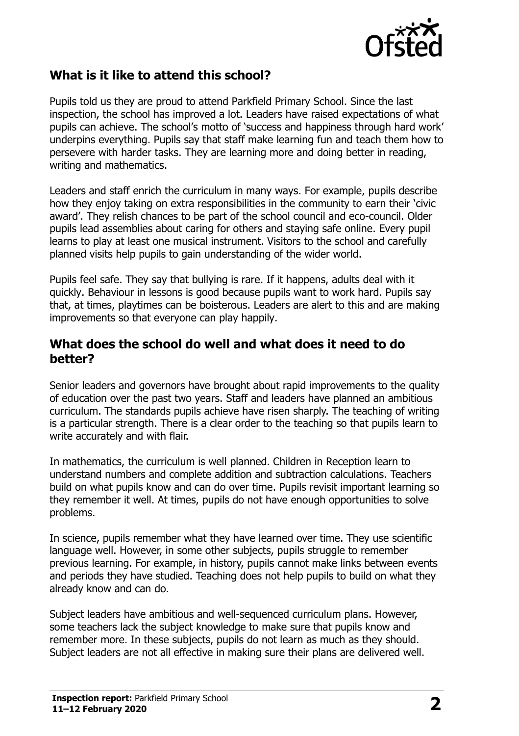## What is it like to attend this school?

Pupils told us they are proud to attend Parkfield Primary School. Since the last inspection, the school has improved a lot. Leaders have raised expectations of what pupils can achieve. The school's motto of 'success and happiness through hard work' underpins everything. Pupils say that staff make learning fun and teach them how to persevere with harder tasks. They are learning more and doing better in reading, writing and mathematics.

Leaders and staff enrich the curriculum in many ways. For example, pupils describe how they enjoy taking on extra responsibilities in the community to earn their 'civic award'. They relish chances to be part of the school council and eco-council. Older pupils lead assemblies about caring for others and staying safe online. Every pupil learns to play at least one musical instrument. Visitors to the school and carefully planned visits help pupils to gain understanding of the wider world.

Pupils feel safe. They say that bullying is rare. If it happens, adults deal with it quickly. Behaviour in lessons is good because pupils want to work hard. Pupils say that, at times, playtimes can be boisterous. Leaders are alert to this and are making improvements so that everyone can play happily.

## What does the school do well and what does it need to do better?

Senior leaders and governors have brought about rapid improvements to the quality of education over the past two years. Staff and leaders have planned an ambitious curriculum. The standards pupils achieve have risen sharply. The teaching of writing is a particular strength. There is a clear order to the teaching so that pupils learn to write accurately and with flair.

In mathematics, the curriculum is well planned. Children in Reception learn to understand numbers and complete addition and subtraction calculations. Teachers build on what pupils know and can do over time. Pupils revisit important learning so they remember it well. At times, pupils do not have enough opportunities to solve problems.

In science, pupils remember what they have learned over time. They use scientific language well. However, in some other subjects, pupils struggle to remember previous learning. For example, in history, pupils cannot make links between events and periods they have studied. Teaching does not help pupils to build on what they already know and can do.

Subject leaders have ambitious and well-sequenced curriculum plans. However, some teachers lack the subject knowledge to make sure that pupils know and remember more. In these subjects, pupils do not learn as much as they should. Subject leaders are not all effective in making sure their plans are delivered well.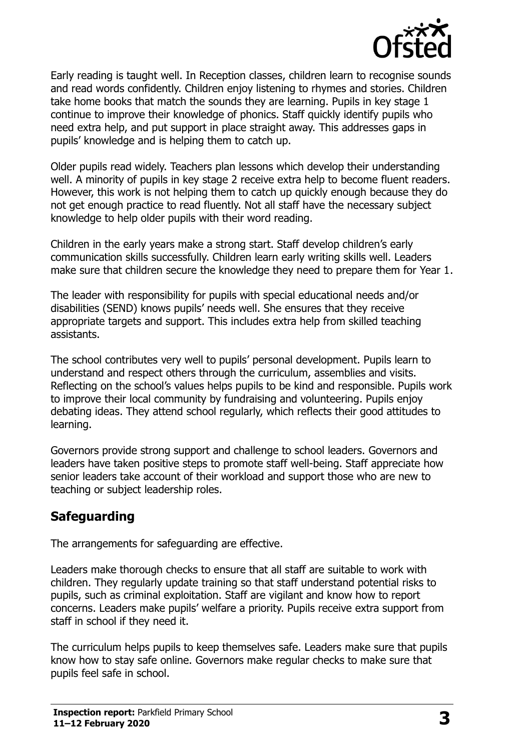Early reading is taught well. In Reception classes, children learn to recognise sounds and read words confidently. Children enjoy listening to rhymes and stories. Children take home books that match the sounds they are learning. Pupils in key stage 1 continue to improve their knowledge of phonics. Staff quickly identify pupils who need extra help, and put support in place straight away. This addresses gaps in pupils' knowledge and is helping them to catch up.

Older pupils read widely. Teachers plan lessons which develop their understanding well. A minority of pupils in key stage 2 receive extra help to become fluent readers. However, this work is not helping them to catch up quickly enough because they do not get enough practice to read fluently. Not all staff have the necessary subject knowledge to help older pupils with their word reading.

Children in the early years make a strong start. Staff develop children's early communication skills successfully. Children learn early writing skills well. Leaders make sure that children secure the knowledge they need to prepare them for Year 1.

The leader with responsibility for pupils with special educational needs and/or disabilities (SEND) knows pupils' needs well. She ensures that they receive appropriate targets and support. This includes extra help from skilled teaching assistants.

The school contributes very well to pupils' personal development. Pupils learn to understand and respect others through the curriculum, assemblies and visits. Reflecting on the school's values helps pupils to be kind and responsible. Pupils work to improve their local community by fundraising and volunteering. Pupils enjoy debating ideas. They attend school regularly, which reflects their good attitudes to learning.

Governors provide strong support and challenge to school leaders. Governors and leaders have taken positive steps to promote staff well-being. Staff appreciate how senior leaders take account of their workload and support those who are new to teaching or subject leadership roles.

## Safeguarding

The arrangements for safeguarding are effective.

Leaders make thorough checks to ensure that all staff are suitable to work with children. They regularly update training so that staff understand potential risks to pupils, such as criminal exploitation. Staff are vigilant and know how to report concerns. Leaders make pupils' welfare a priority. Pupils receive extra support from staff in school if they need it.

The curriculum helps pupils to keep themselves safe. Leaders make sure that pupils know how to stay safe online. Governors make regular checks to make sure that pupils feel safe in school.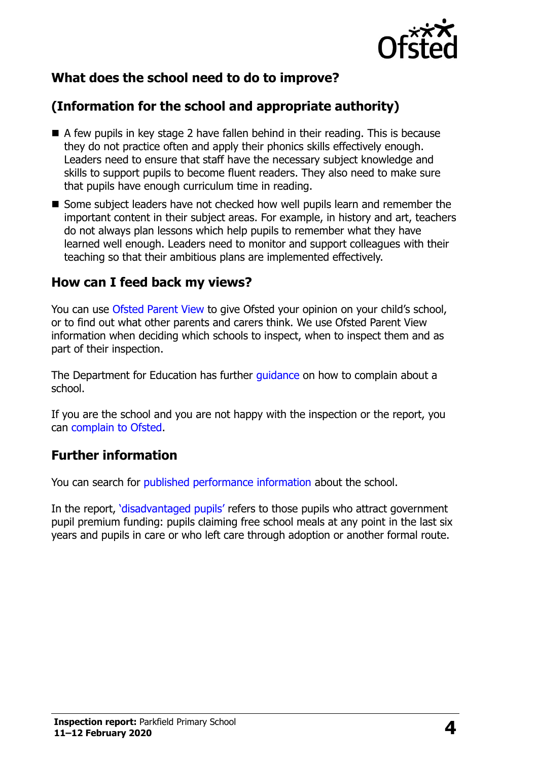## What does the school need to do to improve?

## (Information for the school and appropriate authority)

- A few pupils in key stage 2 have fallen behind in their reading. This is because they do not practice often and apply their phonics skills effectively enough. Leaders need to ensure that staff have the necessary subject knowledge and skills to support pupils to become fluent readers. They also need to make sure that pupils have enough curriculum time in reading.
- Some subject leaders have not checked how well pupils learn and remember the important content in their subject areas. For example, in history and art, teachers do not always plan lessons which help pupils to remember what they have learned well enough. Leaders need to monitor and support colleagues with their teaching so that their ambitious plans are implemented effectively.

## How can I feed back my views?

You can use Ofsted Parent View to give Ofsted your opinion on your child's school, or to find out what other parents and carers think. We use Ofsted Parent View information when deciding which schools to inspect, when to inspect them and as part of their inspection.

The Department for Education has further guidance on how to complain about a school.

If you are the school and you are not happy with the inspection or the report, you can complain to Ofsted.

## Further information

You can search for published performance information about the school.

In the report, 'disadvantaged pupils' refers to those pupils who attract government pupil premium funding: pupils claiming free school meals at any point in the last six years and pupils in care or who left care through adoption or another formal route.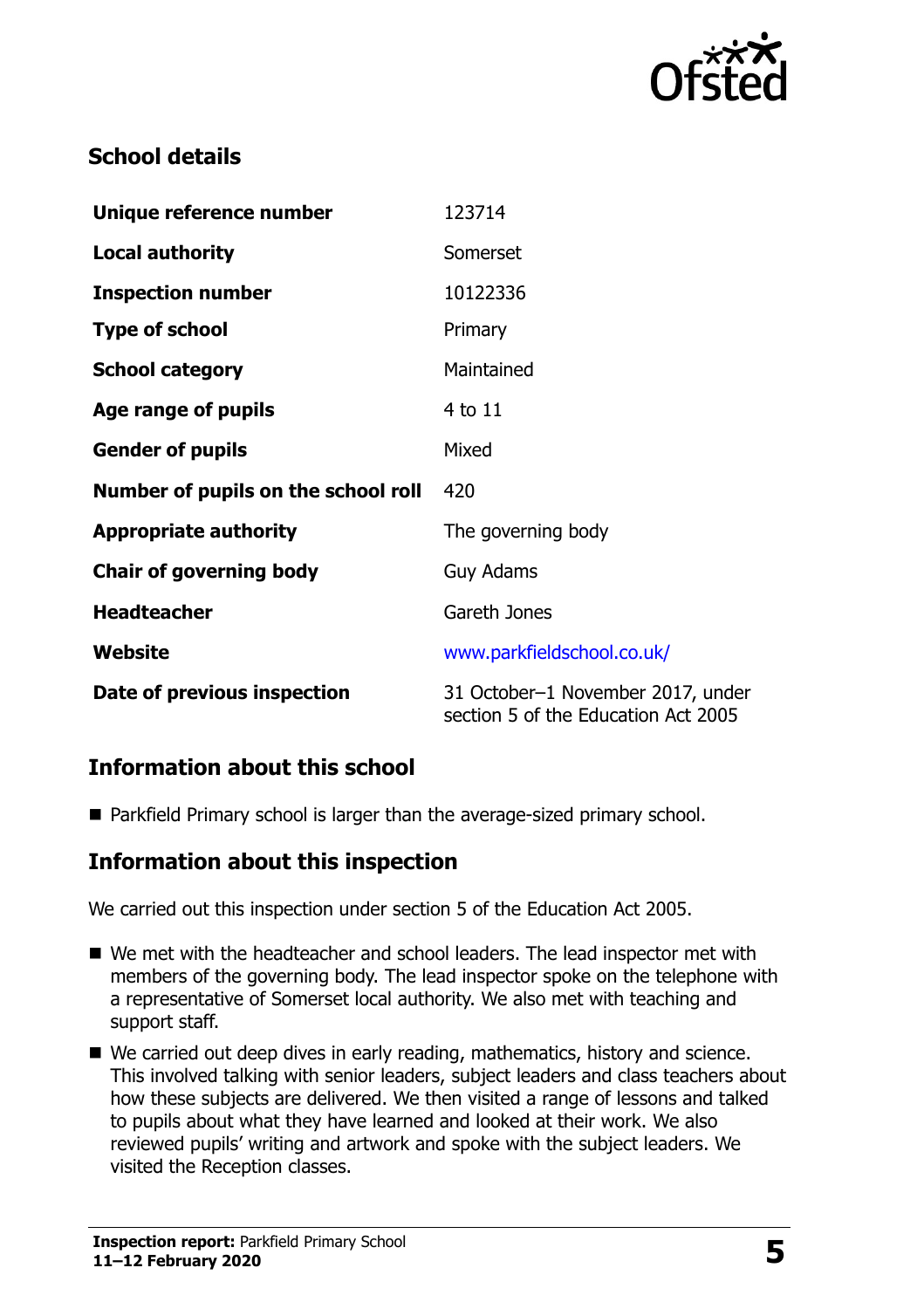## School details

| | |
|---|---|
| **Unique reference number** | 123714 |
| **Local authority** | Somerset |
| **Inspection number** | 10122336 |
| **Type of school** | Primary |
| **School category** | Maintained |
| **Age range of pupils** | 4 to 11 |
| **Gender of pupils** | Mixed |
| **Number of pupils on the school roll** | 420 |
| **Appropriate authority** | The governing body |
| **Chair of governing body** | Guy Adams |
| **Headteacher** | Gareth Jones |
| **Website** | www.parkfieldschool.co.uk/ |
| **Date of previous inspection** | 31 October–1 November 2017, under section 5 of the Education Act 2005 |

## Information about this school

- Parkfield Primary school is larger than the average-sized primary school.

## Information about this inspection

We carried out this inspection under section 5 of the Education Act 2005.

- We met with the headteacher and school leaders. The lead inspector met with members of the governing body. The lead inspector spoke on the telephone with a representative of Somerset local authority. We also met with teaching and support staff.
- We carried out deep dives in early reading, mathematics, history and science. This involved talking with senior leaders, subject leaders and class teachers about how these subjects are delivered. We then visited a range of lessons and talked to pupils about what they have learned and looked at their work. We also reviewed pupils' writing and artwork and spoke with the subject leaders. We visited the Reception classes.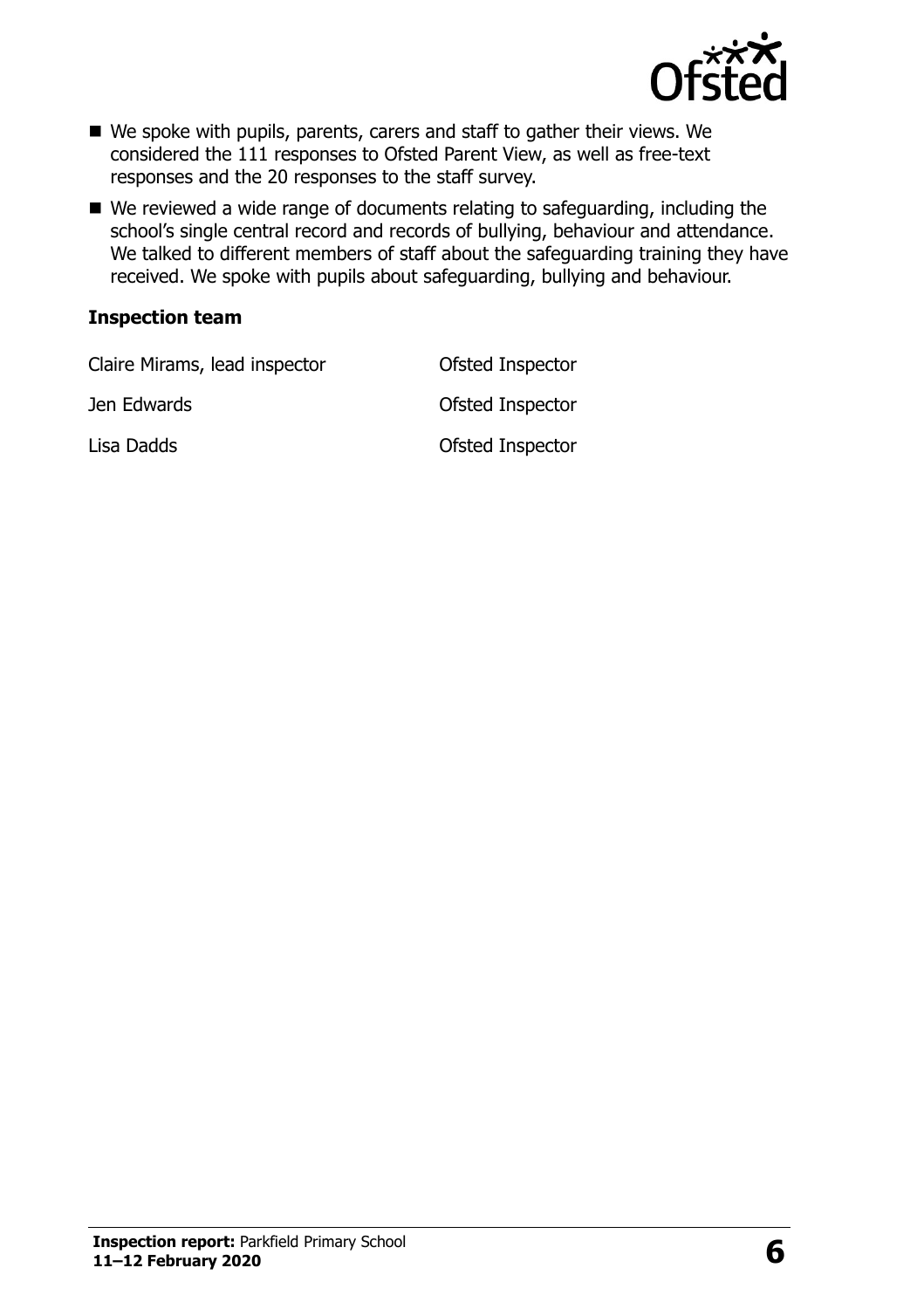- We spoke with pupils, parents, carers and staff to gather their views. We considered the 111 responses to Ofsted Parent View, as well as free-text responses and the 20 responses to the staff survey.
- We reviewed a wide range of documents relating to safeguarding, including the school's single central record and records of bullying, behaviour and attendance. We talked to different members of staff about the safeguarding training they have received. We spoke with pupils about safeguarding, bullying and behaviour.

### Inspection team

| | |
|---|---|
| Claire Mirams, lead inspector | Ofsted Inspector |
| Jen Edwards | Ofsted Inspector |
| Lisa Dadds | Ofsted Inspector |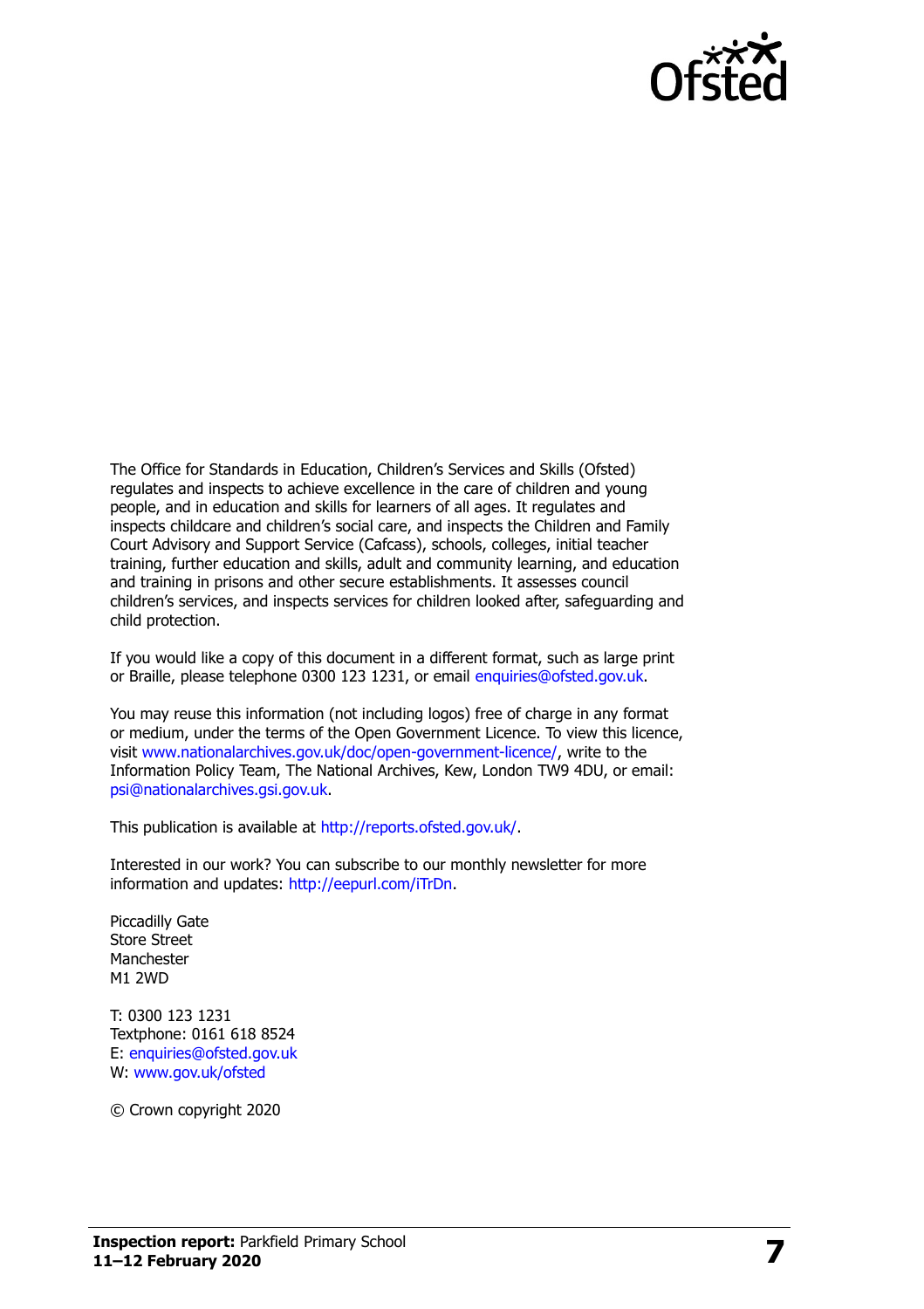The Office for Standards in Education, Children's Services and Skills (Ofsted) regulates and inspects to achieve excellence in the care of children and young people, and in education and skills for learners of all ages. It regulates and inspects childcare and children's social care, and inspects the Children and Family Court Advisory and Support Service (Cafcass), schools, colleges, initial teacher training, further education and skills, adult and community learning, and education and training in prisons and other secure establishments. It assesses council children's services, and inspects services for children looked after, safeguarding and child protection.

If you would like a copy of this document in a different format, such as large print or Braille, please telephone 0300 123 1231, or email enquiries@ofsted.gov.uk.

You may reuse this information (not including logos) free of charge in any format or medium, under the terms of the Open Government Licence. To view this licence, visit www.nationalarchives.gov.uk/doc/open-government-licence/, write to the Information Policy Team, The National Archives, Kew, London TW9 4DU, or email: psi@nationalarchives.gsi.gov.uk.

This publication is available at http://reports.ofsted.gov.uk/.

Interested in our work? You can subscribe to our monthly newsletter for more information and updates: http://eepurl.com/iTrDn.

Piccadilly Gate
Store Street
Manchester
M1 2WD

T: 0300 123 1231
Textphone: 0161 618 8524
E: enquiries@ofsted.gov.uk
W: www.gov.uk/ofsted

© Crown copyright 2020